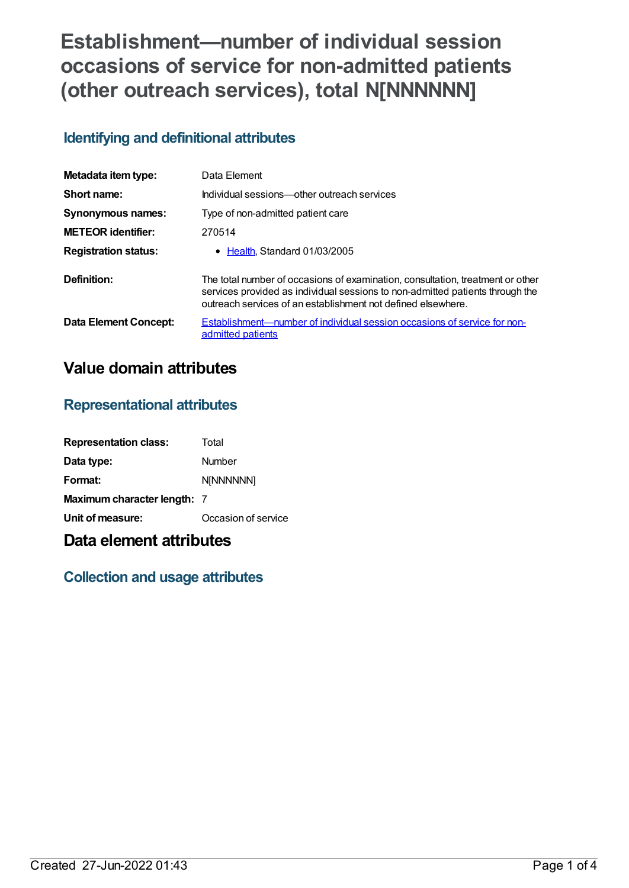# Establishment—number of individual session occasions of service for non-admitted patients (other outreach services), total N[NNNNNN]

## Identifying and definitional attributes

| | |
|---|---|
| **Metadata item type:** | Data Element |
| **Short name:** | Individual sessions—other outreach services |
| **Synonymous names:** | Type of non-admitted patient care |
| **METEOR identifier:** | 270514 |
| **Registration status:** | • Health, Standard 01/03/2005 |
| **Definition:** | The total number of occasions of examination, consultation, treatment or other services provided as individual sessions to non-admitted patients through the outreach services of an establishment not defined elsewhere. |
| **Data Element Concept:** | Establishment—number of individual session occasions of service for non-admitted patients |

# Value domain attributes

## Representational attributes

| | |
|---|---|
| **Representation class:** | Total |
| **Data type:** | Number |
| **Format:** | N[NNNNNN] |
| **Maximum character length:** | 7 |
| **Unit of measure:** | Occasion of service |

# Data element attributes

## Collection and usage attributes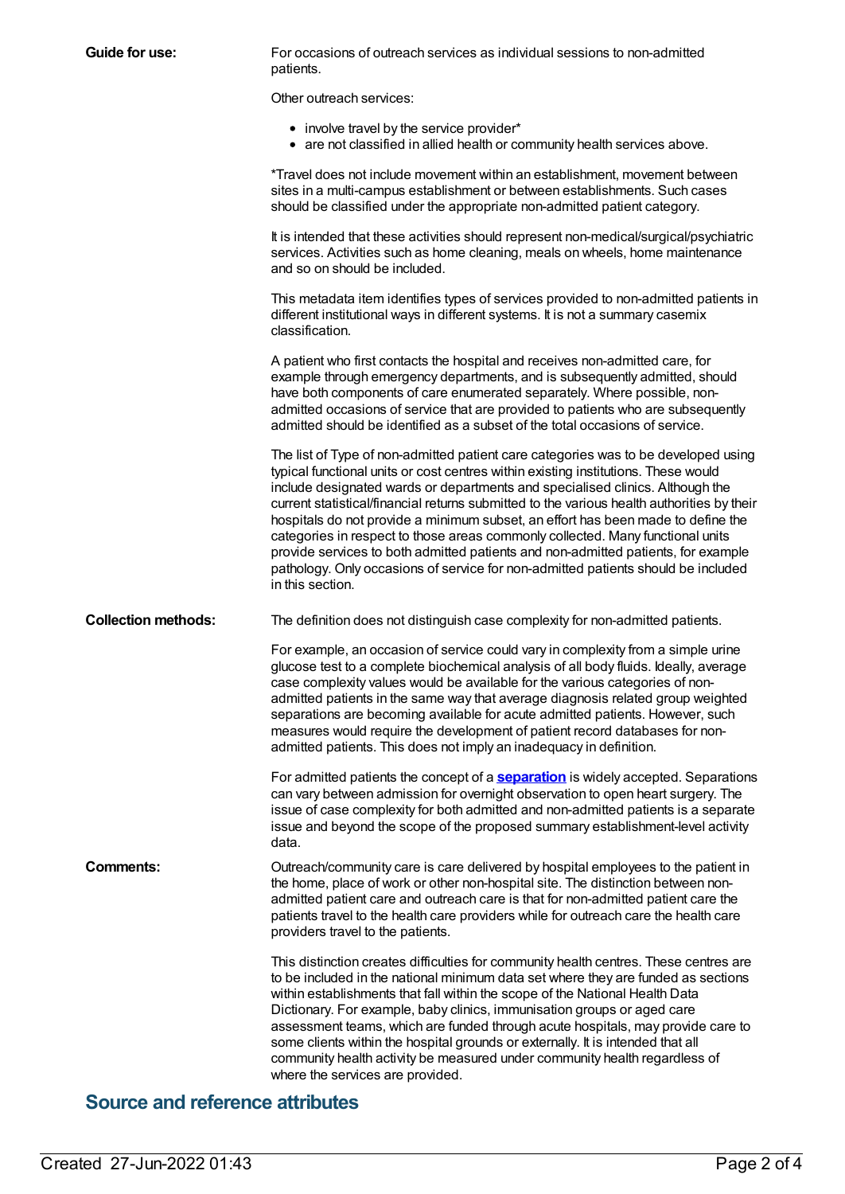**Guide for use:**

For occasions of outreach services as individual sessions to non-admitted patients.

Other outreach services:

- involve travel by the service provider*
- are not classified in allied health or community health services above.

*Travel does not include movement within an establishment, movement between sites in a multi-campus establishment or between establishments. Such cases should be classified under the appropriate non-admitted patient category.

It is intended that these activities should represent non-medical/surgical/psychiatric services. Activities such as home cleaning, meals on wheels, home maintenance and so on should be included.

This metadata item identifies types of services provided to non-admitted patients in different institutional ways in different systems. It is not a summary casemix classification.

A patient who first contacts the hospital and receives non-admitted care, for example through emergency departments, and is subsequently admitted, should have both components of care enumerated separately. Where possible, non-admitted occasions of service that are provided to patients who are subsequently admitted should be identified as a subset of the total occasions of service.

The list of Type of non-admitted patient care categories was to be developed using typical functional units or cost centres within existing institutions. These would include designated wards or departments and specialised clinics. Although the current statistical/financial returns submitted to the various health authorities by their hospitals do not provide a minimum subset, an effort has been made to define the categories in respect to those areas commonly collected. Many functional units provide services to both admitted patients and non-admitted patients, for example pathology. Only occasions of service for non-admitted patients should be included in this section.

**Collection methods:**

The definition does not distinguish case complexity for non-admitted patients.

For example, an occasion of service could vary in complexity from a simple urine glucose test to a complete biochemical analysis of all body fluids. Ideally, average case complexity values would be available for the various categories of non-admitted patients in the same way that average diagnosis related group weighted separations are becoming available for acute admitted patients. However, such measures would require the development of patient record databases for non-admitted patients. This does not imply an inadequacy in definition.

For admitted patients the concept of a **separation** is widely accepted. Separations can vary between admission for overnight observation to open heart surgery. The issue of case complexity for both admitted and non-admitted patients is a separate issue and beyond the scope of the proposed summary establishment-level activity data.

**Comments:**

Outreach/community care is care delivered by hospital employees to the patient in the home, place of work or other non-hospital site. The distinction between non-admitted patient care and outreach care is that for non-admitted patient care the patients travel to the health care providers while for outreach care the health care providers travel to the patients.

This distinction creates difficulties for community health centres. These centres are to be included in the national minimum data set where they are funded as sections within establishments that fall within the scope of the National Health Data Dictionary. For example, baby clinics, immunisation groups or aged care assessment teams, which are funded through acute hospitals, may provide care to some clients within the hospital grounds or externally. It is intended that all community health activity be measured under community health regardless of where the services are provided.

## Source and reference attributes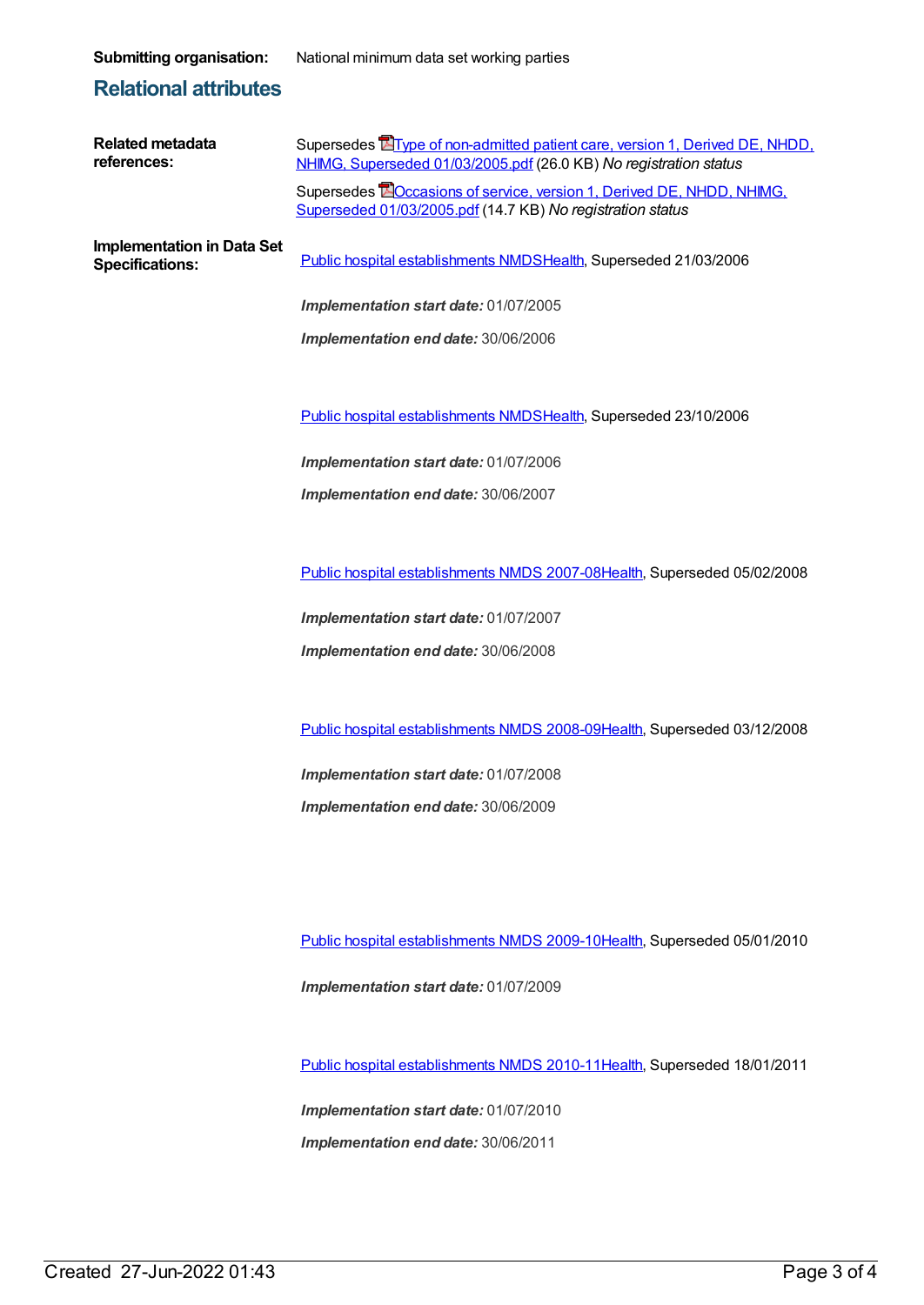**Submitting organisation:** National minimum data set working parties

## Relational attributes

**Related metadata references:**

Supersedes Type of non-admitted patient care, version 1, Derived DE, NHDD, NHIMG, Superseded 01/03/2005.pdf (26.0 KB) *No registration status*

Supersedes Occasions of service, version 1, Derived DE, NHDD, NHIMG, Superseded 01/03/2005.pdf (14.7 KB) *No registration status*

**Implementation in Data Set Specifications:**

Public hospital establishments NMDSHealth, Superseded 21/03/2006

***Implementation start date:*** 01/07/2005

***Implementation end date:*** 30/06/2006

Public hospital establishments NMDSHealth, Superseded 23/10/2006

***Implementation start date:*** 01/07/2006

***Implementation end date:*** 30/06/2007

Public hospital establishments NMDS 2007-08Health, Superseded 05/02/2008

***Implementation start date:*** 01/07/2007

***Implementation end date:*** 30/06/2008

Public hospital establishments NMDS 2008-09Health, Superseded 03/12/2008

***Implementation start date:*** 01/07/2008

***Implementation end date:*** 30/06/2009

Public hospital establishments NMDS 2009-10Health, Superseded 05/01/2010

***Implementation start date:*** 01/07/2009

Public hospital establishments NMDS 2010-11Health, Superseded 18/01/2011

***Implementation start date:*** 01/07/2010

***Implementation end date:*** 30/06/2011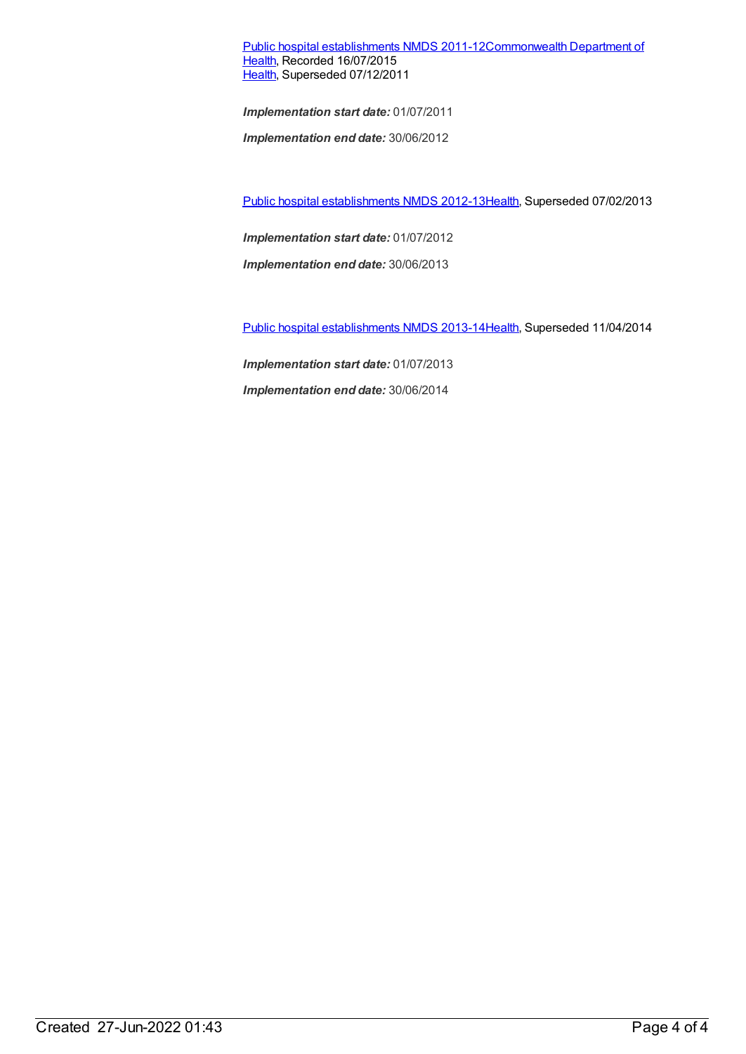Public hospital establishments NMDS 2011-12Commonwealth Department of Health, Recorded 16/07/2015
Health, Superseded 07/12/2011

***Implementation start date:*** 01/07/2011

***Implementation end date:*** 30/06/2012

Public hospital establishments NMDS 2012-13Health, Superseded 07/02/2013

***Implementation start date:*** 01/07/2012

***Implementation end date:*** 30/06/2013

Public hospital establishments NMDS 2013-14Health, Superseded 11/04/2014

***Implementation start date:*** 01/07/2013

***Implementation end date:*** 30/06/2014